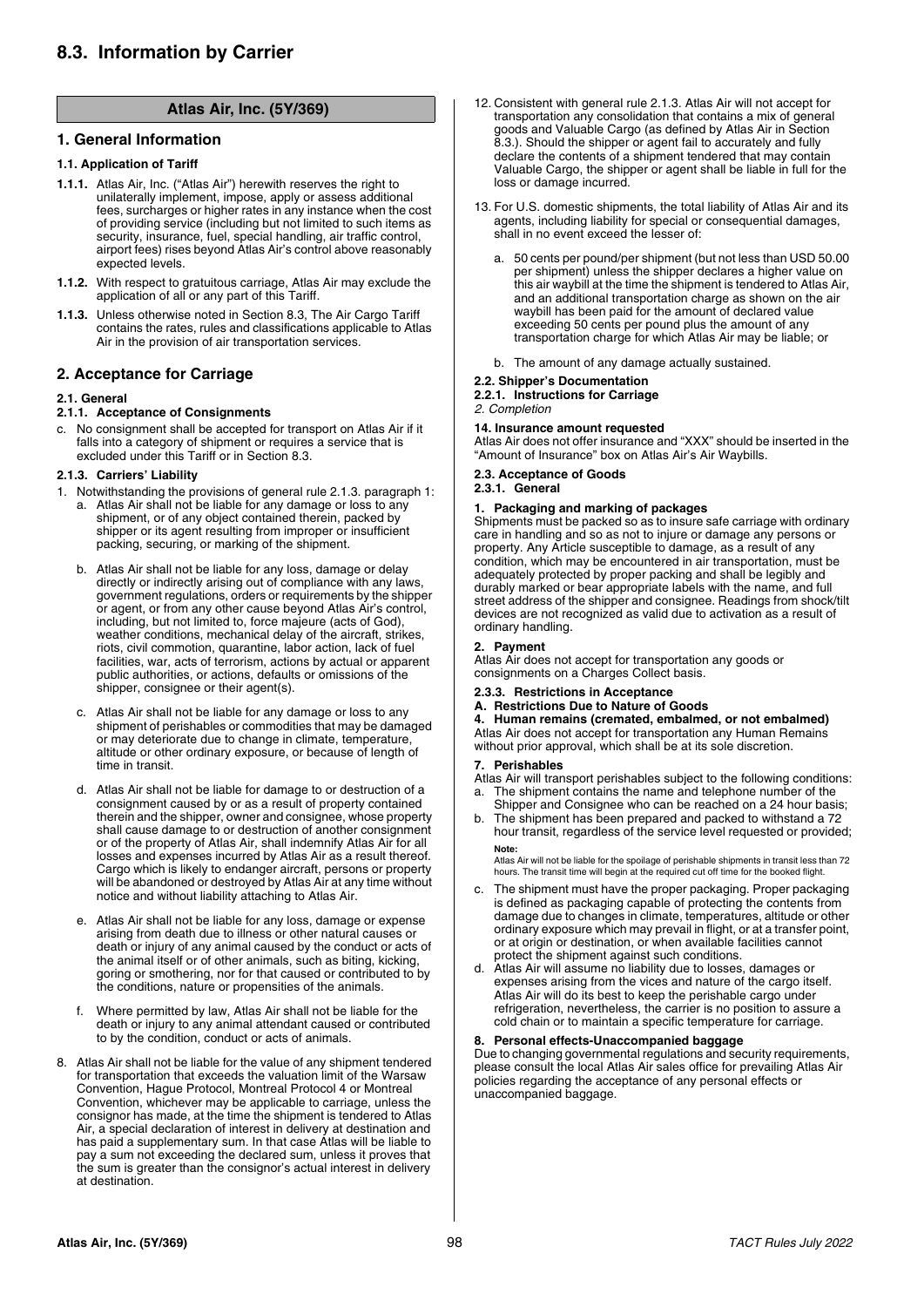# 8.3. Information by Carrier

## Atlas Air, Inc. (5Y/369)

## 1. General Information

### 1.1. Application of Tariff

**1.1.1.** Atlas Air, Inc. ("Atlas Air") herewith reserves the right to unilaterally implement, impose, apply or assess additional fees, surcharges or higher rates in any instance when the cost of providing service (including but not limited to such items as security, insurance, fuel, special handling, air traffic control, airport fees) rises beyond Atlas Air's control above reasonably expected levels.

**1.1.2.** With respect to gratuitous carriage, Atlas Air may exclude the application of all or any part of this Tariff.

**1.1.3.** Unless otherwise noted in Section 8.3, The Air Cargo Tariff contains the rates, rules and classifications applicable to Atlas Air in the provision of air transportation services.

## 2. Acceptance for Carriage

### 2.1. General

#### 2.1.1. Acceptance of Consignments

c. No consignment shall be accepted for transport on Atlas Air if it falls into a category of shipment or requires a service that is excluded under this Tariff or in Section 8.3.

#### 2.1.3. Carriers' Liability

1. Notwithstanding the provisions of general rule 2.1.3. paragraph 1:
   a. Atlas Air shall not be liable for any damage or loss to any shipment, or of any object contained therein, packed by shipper or its agent resulting from improper or insufficient packing, securing, or marking of the shipment.

   b. Atlas Air shall not be liable for any loss, damage or delay directly or indirectly arising out of compliance with any laws, government regulations, orders or requirements by the shipper or agent, or from any other cause beyond Atlas Air's control, including, but not limited to, force majeure (acts of God), weather conditions, mechanical delay of the aircraft, strikes, riots, civil commotion, quarantine, labor action, lack of fuel facilities, war, acts of terrorism, actions by actual or apparent public authorities, or actions, defaults or omissions of the shipper, consignee or their agent(s).

   c. Atlas Air shall not be liable for any damage or loss to any shipment of perishables or commodities that may be damaged or may deteriorate due to change in climate, temperature, altitude or other ordinary exposure, or because of length of time in transit.

   d. Atlas Air shall not be liable for damage to or destruction of a consignment caused by or as a result of property contained therein and the shipper, owner and consignee, whose property shall cause damage to or destruction of another consignment or of the property of Atlas Air, shall indemnify Atlas Air for all losses and expenses incurred by Atlas Air as a result thereof. Cargo which is likely to endanger aircraft, persons or property will be abandoned or destroyed by Atlas Air at any time without notice and without liability attaching to Atlas Air.

   e. Atlas Air shall not be liable for any loss, damage or expense arising from death due to illness or other natural causes or death or injury of any animal caused by the conduct or acts of the animal itself or of other animals, such as biting, kicking, goring or smothering, nor for that caused or contributed to by the conditions, nature or propensities of the animals.

   f. Where permitted by law, Atlas Air shall not be liable for the death or injury to any animal attendant caused or contributed to by the condition, conduct or acts of animals.

8. Atlas Air shall not be liable for the value of any shipment tendered for transportation that exceeds the valuation limit of the Warsaw Convention, Hague Protocol, Montreal Protocol 4 or Montreal Convention, whichever may be applicable to carriage, unless the consignor has made, at the time the shipment is tendered to Atlas Air, a special declaration of interest in delivery at destination and has paid a supplementary sum. In that case Atlas will be liable to pay a sum not exceeding the declared sum, unless it proves that the sum is greater than the consignor's actual interest in delivery at destination.

12. Consistent with general rule 2.1.3. Atlas Air will not accept for transportation any consolidation that contains a mix of general goods and Valuable Cargo (as defined by Atlas Air in Section 8.3.). Should the shipper or agent fail to accurately and fully declare the contents of a shipment tendered that may contain Valuable Cargo, the shipper or agent shall be liable in full for the loss or damage incurred.

13. For U.S. domestic shipments, the total liability of Atlas Air and its agents, including liability for special or consequential damages, shall in no event exceed the lesser of:

    a. 50 cents per pound/per shipment (but not less than USD 50.00 per shipment) unless the shipper declares a higher value on this air waybill at the time the shipment is tendered to Atlas Air, and an additional transportation charge as shown on the air waybill has been paid for the amount of declared value exceeding 50 cents per pound plus the amount of any transportation charge for which Atlas Air may be liable; or

    b. The amount of any damage actually sustained.

### 2.2. Shipper's Documentation

#### 2.2.1. Instructions for Carriage

*2. Completion*

**14. Insurance amount requested**

Atlas Air does not offer insurance and "XXX" should be inserted in the "Amount of Insurance" box on Atlas Air's Air Waybills.

### 2.3. Acceptance of Goods

#### 2.3.1. General

**1. Packaging and marking of packages**

Shipments must be packed so as to insure safe carriage with ordinary care in handling and so as not to injure or damage any persons or property. Any Article susceptible to damage, as a result of any condition, which may be encountered in air transportation, must be adequately protected by proper packing and shall be legibly and durably marked or bear appropriate labels with the name, and full street address of the shipper and consignee. Readings from shock/tilt devices are not recognized as valid due to activation as a result of ordinary handling.

**2. Payment**

Atlas Air does not accept for transportation any goods or consignments on a Charges Collect basis.

#### 2.3.3. Restrictions in Acceptance

**A. Restrictions Due to Nature of Goods**

**4. Human remains (cremated, embalmed, or not embalmed)**

Atlas Air does not accept for transportation any Human Remains without prior approval, which shall be at its sole discretion.

**7. Perishables**

Atlas Air will transport perishables subject to the following conditions:

a. The shipment contains the name and telephone number of the Shipper and Consignee who can be reached on a 24 hour basis;
b. The shipment has been prepared and packed to withstand a 72 hour transit, regardless of the service level requested or provided;

**Note:**
Atlas Air will not be liable for the spoilage of perishable shipments in transit less than 72 hours. The transit time will begin at the required cut off time for the booked flight.

c. The shipment must have the proper packaging. Proper packaging is defined as packaging capable of protecting the contents from damage due to changes in climate, temperatures, altitude or other ordinary exposure which may prevail in flight, or at a transfer point, or at origin or destination, or when available facilities cannot protect the shipment against such conditions.
d. Atlas Air will assume no liability due to losses, damages or expenses arising from the vices and nature of the cargo itself. Atlas Air will do its best to keep the perishable cargo under refrigeration, nevertheless, the carrier is no position to assure a cold chain or to maintain a specific temperature for carriage.

**8. Personal effects-Unaccompanied baggage**

Due to changing governmental regulations and security requirements, please consult the local Atlas Air sales office for prevailing Atlas Air policies regarding the acceptance of any personal effects or unaccompanied baggage.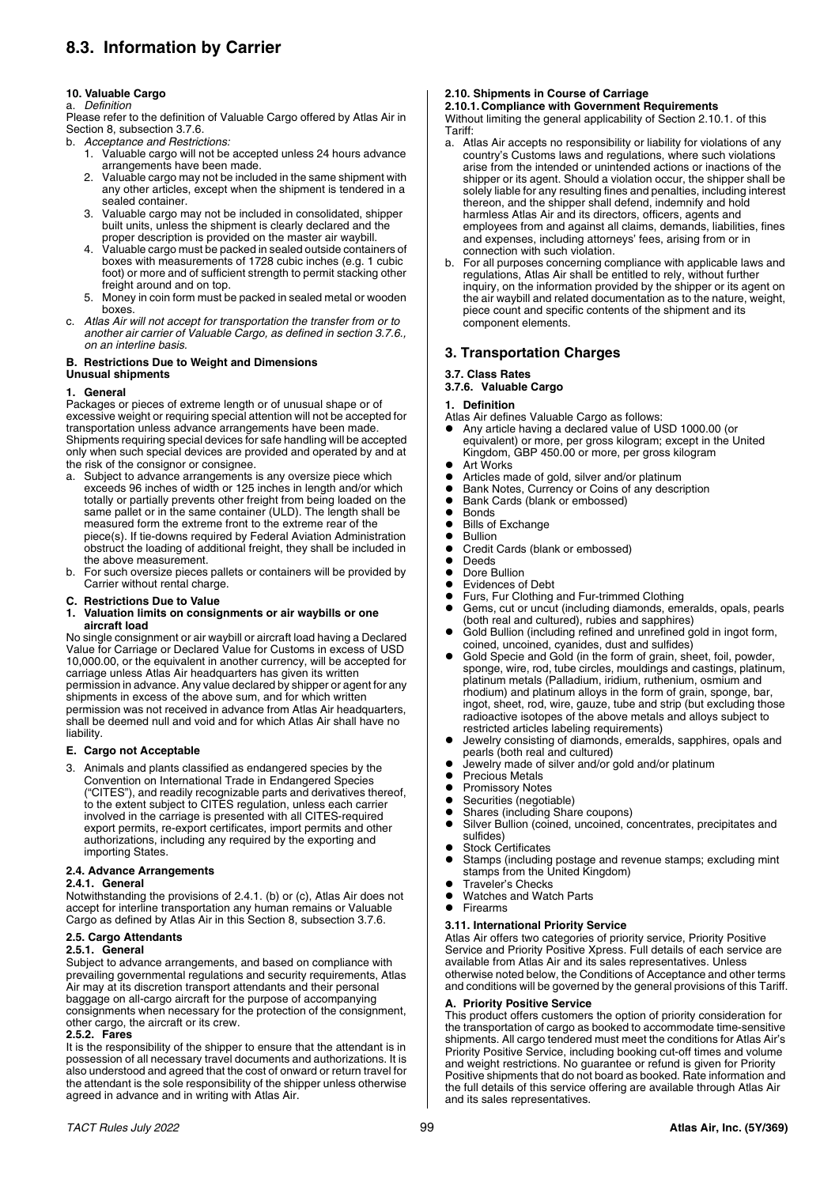## 8.3. Information by Carrier

### 10. Valuable Cargo

a. *Definition*

Please refer to the definition of Valuable Cargo offered by Atlas Air in Section 8, subsection 3.7.6.

b. *Acceptance and Restrictions:*

1. Valuable cargo will not be accepted unless 24 hours advance arrangements have been made.
2. Valuable cargo may not be included in the same shipment with any other articles, except when the shipment is tendered in a sealed container.
3. Valuable cargo may not be included in consolidated, shipper built units, unless the shipment is clearly declared and the proper description is provided on the master air waybill.
4. Valuable cargo must be packed in sealed outside containers of boxes with measurements of 1728 cubic inches (e.g. 1 cubic foot) or more and of sufficient strength to permit stacking other freight around and on top.
5. Money in coin form must be packed in sealed metal or wooden boxes.

c. *Atlas Air will not accept for transportation the transfer from or to another air carrier of Valuable Cargo, as defined in section 3.7.6., on an interline basis.*

### B. Restrictions Due to Weight and Dimensions
**Unusual shipments**

#### 1. General

Packages or pieces of extreme length or of unusual shape or of excessive weight or requiring special attention will not be accepted for transportation unless advance arrangements have been made. Shipments requiring special devices for safe handling will be accepted only when such special devices are provided and operated by and at the risk of the consignor or consignee.

a. Subject to advance arrangements is any oversize piece which exceeds 96 inches of width or 125 inches in length and/or which totally or partially prevents other freight from being loaded on the same pallet or in the same container (ULD). The length shall be measured form the extreme front to the extreme rear of the piece(s). If tie-downs required by Federal Aviation Administration obstruct the loading of additional freight, they shall be included in the above measurement.

b. For such oversize pieces pallets or containers will be provided by Carrier without rental charge.

### C. Restrictions Due to Value

#### 1. Valuation limits on consignments or air waybills or one aircraft load

No single consignment or air waybill or aircraft load having a Declared Value for Carriage or Declared Value for Customs in excess of USD 10,000.00, or the equivalent in another currency, will be accepted for carriage unless Atlas Air headquarters has given its written permission in advance. Any value declared by shipper or agent for any shipments in excess of the above sum, and for which written permission was not received in advance from Atlas Air headquarters, shall be deemed null and void and for which Atlas Air shall have no liability.

### E. Cargo not Acceptable

3. Animals and plants classified as endangered species by the Convention on International Trade in Endangered Species ("CITES"), and readily recognizable parts and derivatives thereof, to the extent subject to CITES regulation, unless each carrier involved in the carriage is presented with all CITES-required export permits, re-export certificates, import permits and other authorizations, including any required by the exporting and importing States.

### 2.4. Advance Arrangements

#### 2.4.1. General

Notwithstanding the provisions of 2.4.1. (b) or (c), Atlas Air does not accept for interline transportation any human remains or Valuable Cargo as defined by Atlas Air in this Section 8, subsection 3.7.6.

### 2.5. Cargo Attendants

#### 2.5.1. General

Subject to advance arrangements, and based on compliance with prevailing governmental regulations and security requirements, Atlas Air may at its discretion transport attendants and their personal baggage on all-cargo aircraft for the purpose of accompanying consignments when necessary for the protection of the consignment, other cargo, the aircraft or its crew.

#### 2.5.2. Fares

It is the responsibility of the shipper to ensure that the attendant is in possession of all necessary travel documents and authorizations. It is also understood and agreed that the cost of onward or return travel for the attendant is the sole responsibility of the shipper unless otherwise agreed in advance and in writing with Atlas Air.

### 2.10. Shipments in Course of Carriage

#### 2.10.1. Compliance with Government Requirements

Without limiting the general applicability of Section 2.10.1. of this Tariff:

a. Atlas Air accepts no responsibility or liability for violations of any country's Customs laws and regulations, where such violations arise from the intended or unintended actions or inactions of the shipper or its agent. Should a violation occur, the shipper shall be solely liable for any resulting fines and penalties, including interest thereon, and the shipper shall defend, indemnify and hold harmless Atlas Air and its directors, officers, agents and employees from and against all claims, demands, liabilities, fines and expenses, including attorneys' fees, arising from or in connection with such violation.

b. For all purposes concerning compliance with applicable laws and regulations, Atlas Air shall be entitled to rely, without further inquiry, on the information provided by the shipper or its agent on the air waybill and related documentation as to the nature, weight, piece count and specific contents of the shipment and its component elements.

## 3. Transportation Charges

### 3.7. Class Rates

#### 3.7.6. Valuable Cargo

**1. Definition**

Atlas Air defines Valuable Cargo as follows:

- Any article having a declared value of USD 1000.00 (or equivalent) or more, per gross kilogram; except in the United Kingdom, GBP 450.00 or more, per gross kilogram
- Art Works
- Articles made of gold, silver and/or platinum
- Bank Notes, Currency or Coins of any description
- Bank Cards (blank or embossed)
- Bonds
- Bills of Exchange
- Bullion
- Credit Cards (blank or embossed)
- Deeds
- Dore Bullion
- Evidences of Debt
- Furs, Fur Clothing and Fur-trimmed Clothing
- Gems, cut or uncut (including diamonds, emeralds, opals, pearls (both real and cultured), rubies and sapphires)
- Gold Bullion (including refined and unrefined gold in ingot form, coined, uncoined, cyanides, dust and sulfides)
- Gold Specie and Gold (in the form of grain, sheet, foil, powder, sponge, wire, rod, tube circles, mouldings and castings, platinum, platinum metals (Palladium, iridium, ruthenium, osmium and rhodium) and platinum alloys in the form of grain, sponge, bar, ingot, sheet, rod, wire, gauze, tube and strip (but excluding those radioactive isotopes of the above metals and alloys subject to restricted articles labeling requirements)
- Jewelry consisting of diamonds, emeralds, sapphires, opals and pearls (both real and cultured)
- Jewelry made of silver and/or gold and/or platinum
- Precious Metals
- Promissory Notes
- Securities (negotiable)
- Shares (including Share coupons)
- Silver Bullion (coined, uncoined, concentrates, precipitates and sulfides)
- Stock Certificates
- Stamps (including postage and revenue stamps; excluding mint stamps from the United Kingdom)
- Traveler's Checks
- Watches and Watch Parts
- Firearms

### 3.11. International Priority Service

Atlas Air offers two categories of priority service, Priority Positive Service and Priority Positive Xpress. Full details of each service are available from Atlas Air and its sales representatives. Unless otherwise noted below, the Conditions of Acceptance and other terms and conditions will be governed by the general provisions of this Tariff.

#### A. Priority Positive Service

This product offers customers the option of priority consideration for the transportation of cargo as booked to accommodate time-sensitive shipments. All cargo tendered must meet the conditions for Atlas Air's Priority Positive Service, including booking cut-off times and volume and weight restrictions. No guarantee or refund is given for Priority Positive shipments that do not board as booked. Rate information and the full details of this service offering are available through Atlas Air and its sales representatives.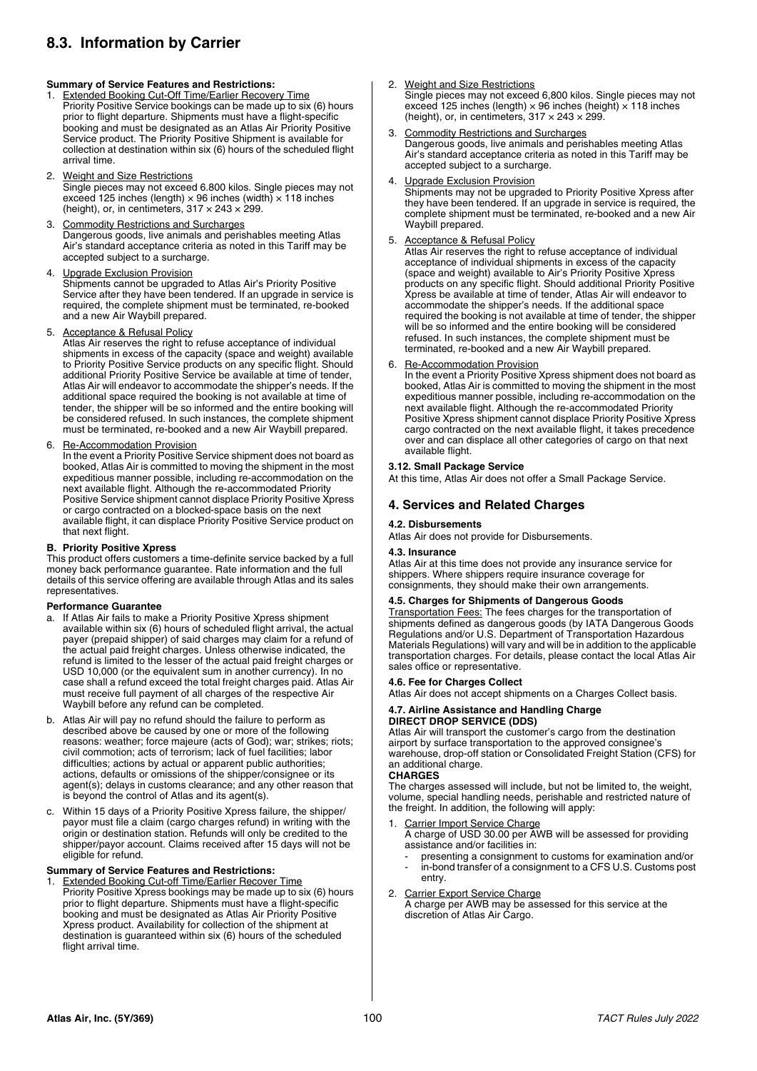## 8.3. Information by Carrier

**Summary of Service Features and Restrictions:**

1. Extended Booking Cut-Off Time/Earlier Recovery Time
   Priority Positive Service bookings can be made up to six (6) hours prior to flight departure. Shipments must have a flight-specific booking and must be designated as an Atlas Air Priority Positive Service product. The Priority Positive Shipment is available for collection at destination within six (6) hours of the scheduled flight arrival time.
2. Weight and Size Restrictions
   Single pieces may not exceed 6.800 kilos. Single pieces may not exceed 125 inches (length) × 96 inches (width) × 118 inches (height), or, in centimeters, 317 × 243 × 299.
3. Commodity Restrictions and Surcharges
   Dangerous goods, live animals and perishables meeting Atlas Air's standard acceptance criteria as noted in this Tariff may be accepted subject to a surcharge.
4. Upgrade Exclusion Provision
   Shipments cannot be upgraded to Atlas Air's Priority Positive Service after they have been tendered. If an upgrade in service is required, the complete shipment must be terminated, re-booked and a new Air Waybill prepared.
5. Acceptance & Refusal Policy
   Atlas Air reserves the right to refuse acceptance of individual shipments in excess of the capacity (space and weight) available to Priority Positive Service products on any specific flight. Should additional Priority Positive Service be available at time of tender, Atlas Air will endeavor to accommodate the shipper's needs. If the additional space required the booking is not available at time of tender, the shipper will be so informed and the entire booking will be considered refused. In such instances, the complete shipment must be terminated, re-booked and a new Air Waybill prepared.
6. Re-Accommodation Provision
   In the event a Priority Positive Service shipment does not board as booked, Atlas Air is committed to moving the shipment in the most expeditious manner possible, including re-accommodation on the next available flight. Although the re-accommodated Priority Positive Service shipment cannot displace Priority Positive Xpress or cargo contracted on a blocked-space basis on the next available flight, it can displace Priority Positive Service product on that next flight.

**B. Priority Positive Xpress**

This product offers customers a time-definite service backed by a full money back performance guarantee. Rate information and the full details of this service offering are available through Atlas and its sales representatives.

**Performance Guarantee**

a. If Atlas Air fails to make a Priority Positive Xpress shipment available within six (6) hours of scheduled flight arrival, the actual payer (prepaid shipper) of said charges may claim for a refund of the actual paid freight charges. Unless otherwise indicated, the refund is limited to the lesser of the actual paid freight charges or USD 10,000 (or the equivalent sum in another currency). In no case shall a refund exceed the total freight charges paid. Atlas Air must receive full payment of all charges of the respective Air Waybill before any refund can be completed.

b. Atlas Air will pay no refund should the failure to perform as described above be caused by one or more of the following reasons: weather; force majeure (acts of God); war; strikes; riots; civil commotion; acts of terrorism; lack of fuel facilities; labor difficulties; actions by actual or apparent public authorities; actions, defaults or omissions of the shipper/consignee or its agent(s); delays in customs clearance; and any other reason that is beyond the control of Atlas and its agent(s).

c. Within 15 days of a Priority Positive Xpress failure, the shipper/payor must file a claim (cargo charges refund) in writing with the origin or destination station. Refunds will only be credited to the shipper/payor account. Claims received after 15 days will not be eligible for refund.

**Summary of Service Features and Restrictions:**

1. Extended Booking Cut-off Time/Earlier Recover Time
   Priority Positive Xpress bookings may be made up to six (6) hours prior to flight departure. Shipments must have a flight-specific booking and must be designated as Atlas Air Priority Positive Xpress product. Availability for collection of the shipment at destination is guaranteed within six (6) hours of the scheduled flight arrival time.
2. Weight and Size Restrictions
   Single pieces may not exceed 6,800 kilos. Single pieces may not exceed 125 inches (length) × 96 inches (height) × 118 inches (height), or, in centimeters, 317 × 243 × 299.
3. Commodity Restrictions and Surcharges
   Dangerous goods, live animals and perishables meeting Atlas Air's standard acceptance criteria as noted in this Tariff may be accepted subject to a surcharge.
4. Upgrade Exclusion Provision
   Shipments may not be upgraded to Priority Positive Xpress after they have been tendered. If an upgrade in service is required, the complete shipment must be terminated, re-booked and a new Air Waybill prepared.
5. Acceptance & Refusal Policy
   Atlas Air reserves the right to refuse acceptance of individual acceptance of individual shipments in excess of the capacity (space and weight) available to Air's Priority Positive Xpress products on any specific flight. Should additional Priority Positive Xpress be available at time of tender, Atlas Air will endeavor to accommodate the shipper's needs. If the additional space required the booking is not available at time of tender, the shipper will be so informed and the entire booking will be considered refused. In such instances, the complete shipment must be terminated, re-booked and a new Air Waybill prepared.
6. Re-Accommodation Provision
   In the event a Priority Positive Xpress shipment does not board as booked, Atlas Air is committed to moving the shipment in the most expeditious manner possible, including re-accommodation on the next available flight. Although the re-accommodated Priority Positive Xpress shipment cannot displace Priority Positive Xpress cargo contracted on the next available flight, it takes precedence over and can displace all other categories of cargo on that next available flight.

**3.12. Small Package Service**

At this time, Atlas Air does not offer a Small Package Service.

## 4. Services and Related Charges

**4.2. Disbursements**

Atlas Air does not provide for Disbursements.

**4.3. Insurance**

Atlas Air at this time does not provide any insurance service for shippers. Where shippers require insurance coverage for consignments, they should make their own arrangements.

**4.5. Charges for Shipments of Dangerous Goods**

Transportation Fees: The fees charges for the transportation of shipments defined as dangerous goods (by IATA Dangerous Goods Regulations and/or U.S. Department of Transportation Hazardous Materials Regulations) will vary and will be in addition to the applicable transportation charges. For details, please contact the local Atlas Air sales office or representative.

**4.6. Fee for Charges Collect**

Atlas Air does not accept shipments on a Charges Collect basis.

**4.7. Airline Assistance and Handling Charge**
**DIRECT DROP SERVICE (DDS)**

Atlas Air will transport the customer's cargo from the destination airport by surface transportation to the approved consignee's warehouse, drop-off station or Consolidated Freight Station (CFS) for an additional charge.

**CHARGES**

The charges assessed will include, but not be limited to, the weight, volume, special handling needs, perishable and restricted nature of the freight. In addition, the following will apply:

1. Carrier Import Service Charge
   A charge of USD 30.00 per AWB will be assessed for providing assistance and/or facilities in:
   - presenting a consignment to customs for examination and/or
   - in-bond transfer of a consignment to a CFS U.S. Customs post entry.
2. Carrier Export Service Charge
   A charge per AWB may be assessed for this service at the discretion of Atlas Air Cargo.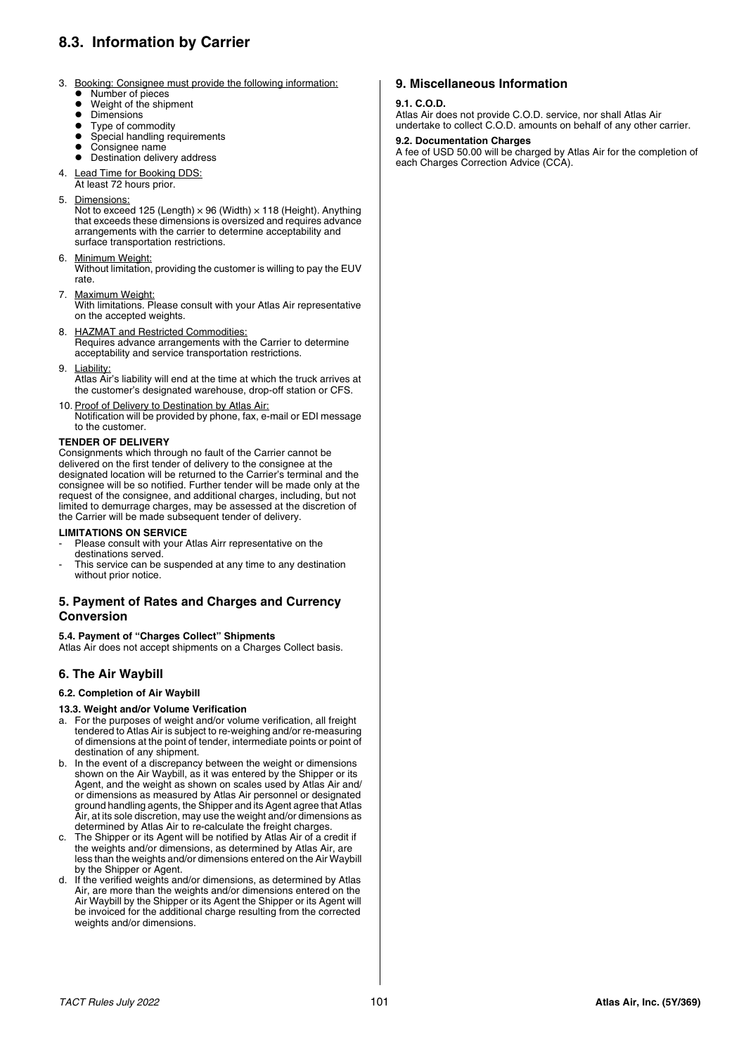## 8.3. Information by Carrier

3. Booking: Consignee must provide the following information:
   - Number of pieces
   - Weight of the shipment
   - Dimensions
   - Type of commodity
   - Special handling requirements
   - Consignee name
   - Destination delivery address
4. Lead Time for Booking DDS:
   At least 72 hours prior.
5. Dimensions:
   Not to exceed 125 (Length) × 96 (Width) × 118 (Height). Anything that exceeds these dimensions is oversized and requires advance arrangements with the carrier to determine acceptability and surface transportation restrictions.
6. Minimum Weight:
   Without limitation, providing the customer is willing to pay the EUV rate.
7. Maximum Weight:
   With limitations. Please consult with your Atlas Air representative on the accepted weights.
8. HAZMAT and Restricted Commodities:
   Requires advance arrangements with the Carrier to determine acceptability and service transportation restrictions.
9. Liability:
   Atlas Air's liability will end at the time at which the truck arrives at the customer's designated warehouse, drop-off station or CFS.
10. Proof of Delivery to Destination by Atlas Air:
    Notification will be provided by phone, fax, e-mail or EDI message to the customer.

**TENDER OF DELIVERY**

Consignments which through no fault of the Carrier cannot be delivered on the first tender of delivery to the consignee at the designated location will be returned to the Carrier's terminal and the consignee will be so notified. Further tender will be made only at the request of the consignee, and additional charges, including, but not limited to demurrage charges, may be assessed at the discretion of the Carrier will be made subsequent tender of delivery.

**LIMITATIONS ON SERVICE**

- Please consult with your Atlas Airr representative on the destinations served.
- This service can be suspended at any time to any destination without prior notice.

## 5. Payment of Rates and Charges and Currency Conversion

**5.4. Payment of "Charges Collect" Shipments**

Atlas Air does not accept shipments on a Charges Collect basis.

## 6. The Air Waybill

**6.2. Completion of Air Waybill**

**13.3. Weight and/or Volume Verification**

a. For the purposes of weight and/or volume verification, all freight tendered to Atlas Air is subject to re-weighing and/or re-measuring of dimensions at the point of tender, intermediate points or point of destination of any shipment.
b. In the event of a discrepancy between the weight or dimensions shown on the Air Waybill, as it was entered by the Shipper or its Agent, and the weight as shown on scales used by Atlas Air and/or dimensions as measured by Atlas Air personnel or designated ground handling agents, the Shipper and its Agent agree that Atlas Air, at its sole discretion, may use the weight and/or dimensions as determined by Atlas Air to re-calculate the freight charges.
c. The Shipper or its Agent will be notified by Atlas Air of a credit if the weights and/or dimensions, as determined by Atlas Air, are less than the weights and/or dimensions entered on the Air Waybill by the Shipper or Agent.
d. If the verified weights and/or dimensions, as determined by Atlas Air, are more than the weights and/or dimensions entered on the Air Waybill by the Shipper or its Agent the Shipper or its Agent will be invoiced for the additional charge resulting from the corrected weights and/or dimensions.

## 9. Miscellaneous Information

**9.1. C.O.D.**

Atlas Air does not provide C.O.D. service, nor shall Atlas Air undertake to collect C.O.D. amounts on behalf of any other carrier.

**9.2. Documentation Charges**

A fee of USD 50.00 will be charged by Atlas Air for the completion of each Charges Correction Advice (CCA).